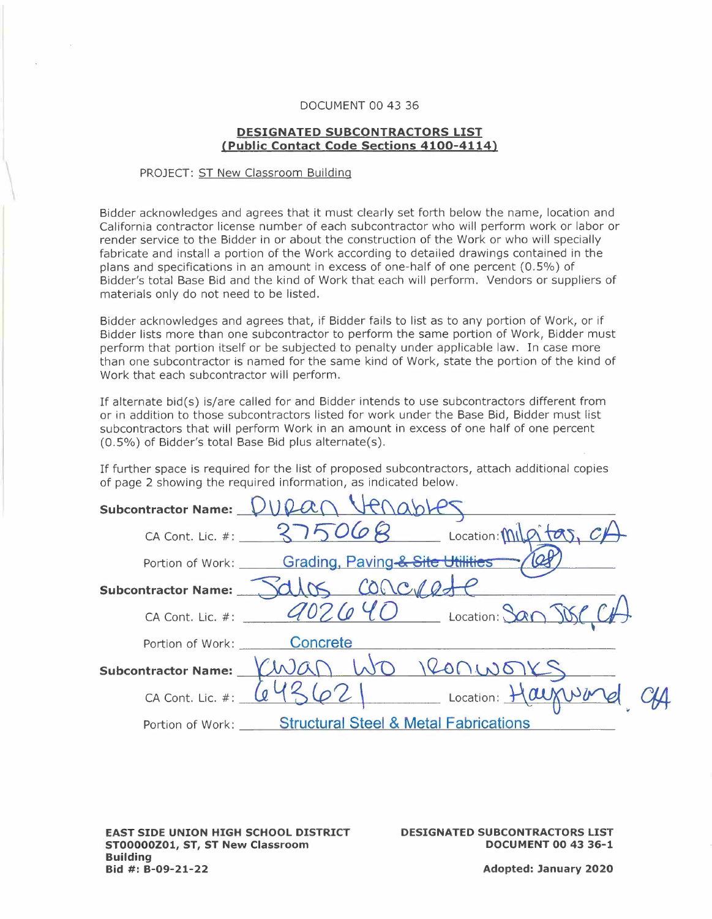DOCUMENT 00 43 36

## DESIGNATED SUBCONTRACTORS LIST
## (Public Contact Code Sections 4100-4114)

PROJECT: ST New Classroom Building

Bidder acknowledges and agrees that it must clearly set forth below the name, location and California contractor license number of each subcontractor who will perform work or labor or render service to the Bidder in or about the construction of the Work or who will specially fabricate and install a portion of the Work according to detailed drawings contained in the plans and specifications in an amount in excess of one-half of one percent (0.5%) of Bidder's total Base Bid and the kind of Work that each will perform. Vendors or suppliers of materials only do not need to be listed.

Bidder acknowledges and agrees that, if Bidder fails to list as to any portion of Work, or if Bidder lists more than one subcontractor to perform the same portion of Work, Bidder must perform that portion itself or be subjected to penalty under applicable law. In case more than one subcontractor is named for the same kind of Work, state the portion of the kind of Work that each subcontractor will perform.

If alternate bid(s) is/are called for and Bidder intends to use subcontractors different from or in addition to those subcontractors listed for work under the Base Bid, Bidder must list subcontractors that will perform Work in an amount in excess of one half of one percent (0.5%) of Bidder's total Base Bid plus alternate(s).

If further space is required for the list of proposed subcontractors, attach additional copies of page 2 showing the required information, as indicated below.

**Subcontractor Name:** Duran Venables

CA Cont. Lic. #: 375068 Location: Milpitas, CA

Portion of Work: Grading, Paving ~~& Site Utilities~~ (initialed)

**Subcontractor Name:** Salas Concrete

CA Cont. Lic. #: 902640 Location: San Jose, CA

Portion of Work: Concrete

**Subcontractor Name:** Kwan Wo Ironworks

CA Cont. Lic. #: 643621 Location: Hayward, CA

Portion of Work: Structural Steel & Metal Fabrications

**EAST SIDE UNION HIGH SCHOOL DISTRICT**
**ST00000Z01, ST, ST New Classroom Building**
**Bid #: B-09-21-22**

**DESIGNATED SUBCONTRACTORS LIST**
**DOCUMENT 00 43 36-1**

**Adopted: January 2020**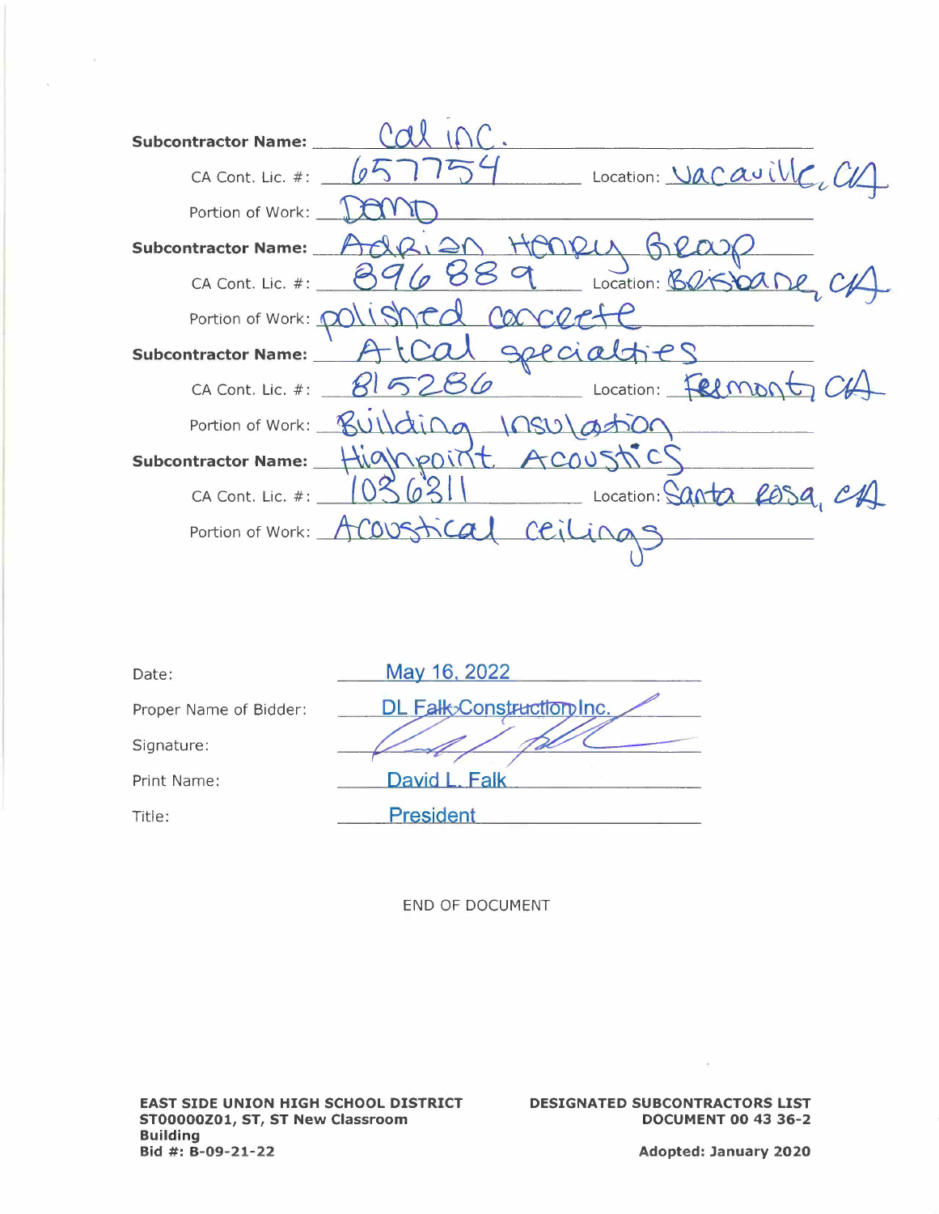**Subcontractor Name:** Cal inc.

CA Cont. Lic. #: 657754 Location: Vacaville, CA

Portion of Work: DEMO

**Subcontractor Name:** Adrian Henry Group

CA Cont. Lic. #: 896889 Location: Brisbane, CA

Portion of Work: polished concrete

**Subcontractor Name:** Atcal specialties

CA Cont. Lic. #: 815286 Location: Fremont, CA

Portion of Work: Building insulation

**Subcontractor Name:** Highpoint Acoustics

CA Cont. Lic. #: 1036311 Location: Santa Rosa, CA

Portion of Work: Acoustical ceilings

Date: May 16, 2022

Proper Name of Bidder: DL Falk Construction Inc.

Signature: [signature]

Print Name: David L. Falk

Title: President

END OF DOCUMENT

**EAST SIDE UNION HIGH SCHOOL DISTRICT**
**ST00000Z01, ST, ST New Classroom Building**
**Bid #: B-09-21-22**

**DESIGNATED SUBCONTRACTORS LIST**
**DOCUMENT 00 43 36-2**

**Adopted: January 2020**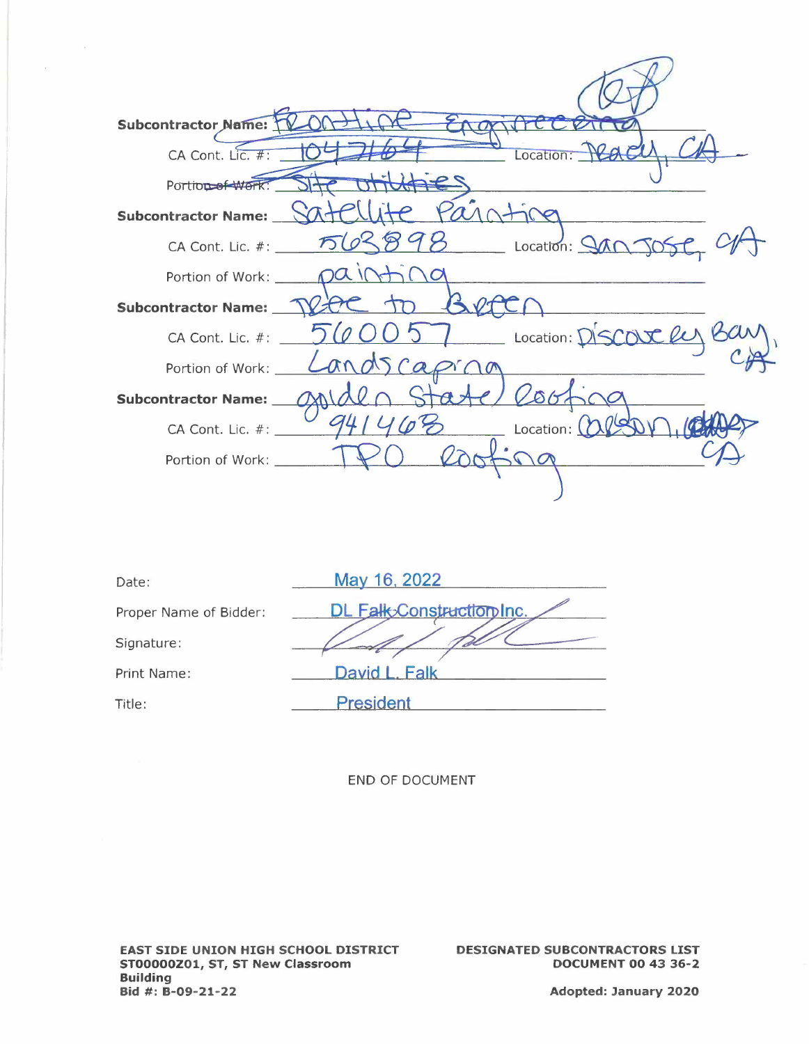**Subcontractor Name:** Frontline Engineering

CA Cont. Lic. #: 1047164 Location: Tracy, CA

Portion of Work: Site utilities

**Subcontractor Name:** Satellite Painting

CA Cont. Lic. #: 563898 Location: San Jose, CA

Portion of Work: painting

**Subcontractor Name:** Tree to Green

CA Cont. Lic. #: 560057 Location: Discovery Bay, CA

Portion of Work: Landscaping

**Subcontractor Name:** golden State Roofing

CA Cont. Lic. #: 941468 Location: Carson, CA

Portion of Work: TPO Roofing

Date: May 16, 2022

Proper Name of Bidder: DL Falk Construction Inc.

Signature:

Print Name: David L. Falk

Title: President

END OF DOCUMENT

**EAST SIDE UNION HIGH SCHOOL DISTRICT**
**ST00000Z01, ST, ST New Classroom Building**
**Bid #: B-09-21-22**

**DESIGNATED SUBCONTRACTORS LIST**
**DOCUMENT 00 43 36-2**

**Adopted: January 2020**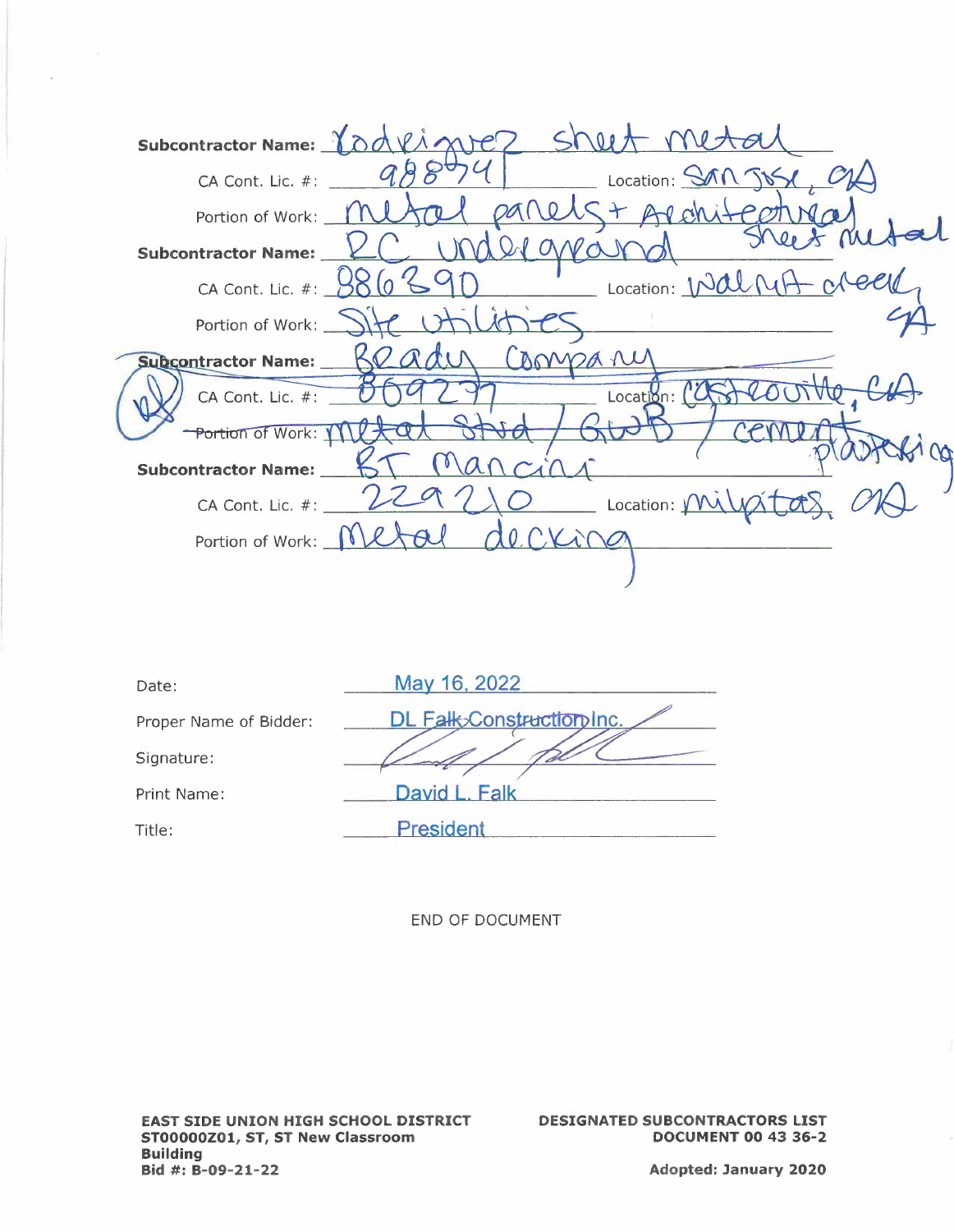**Subcontractor Name:** Rodriguez sheet metal

CA Cont. Lic. #: 988741 Location: San Jose, CA

Portion of Work: metal panels + Architectural sheet metal

**Subcontractor Name:** RC underground

CA Cont. Lic. #: 886390 Location: Walnut Creek, CA

Portion of Work: Site utilities

**Subcontractor Name:** Brady Company

CA Cont. Lic. #: 869237 Location: Castroville, CA

Portion of Work: metal stud / GWB / cement plastering

**Subcontractor Name:** BT Mancini

CA Cont. Lic. #: 229210 Location: milpitas, CA

Portion of Work: Metal decking

Date: May 16, 2022

Proper Name of Bidder: DL Falk Construction Inc.

Signature:

Print Name: David L. Falk

Title: President

END OF DOCUMENT

**EAST SIDE UNION HIGH SCHOOL DISTRICT**
**ST00000Z01, ST, ST New Classroom Building**
**Bid #: B-09-21-22**

**DESIGNATED SUBCONTRACTORS LIST**
**DOCUMENT 00 43 36-2**

**Adopted: January 2020**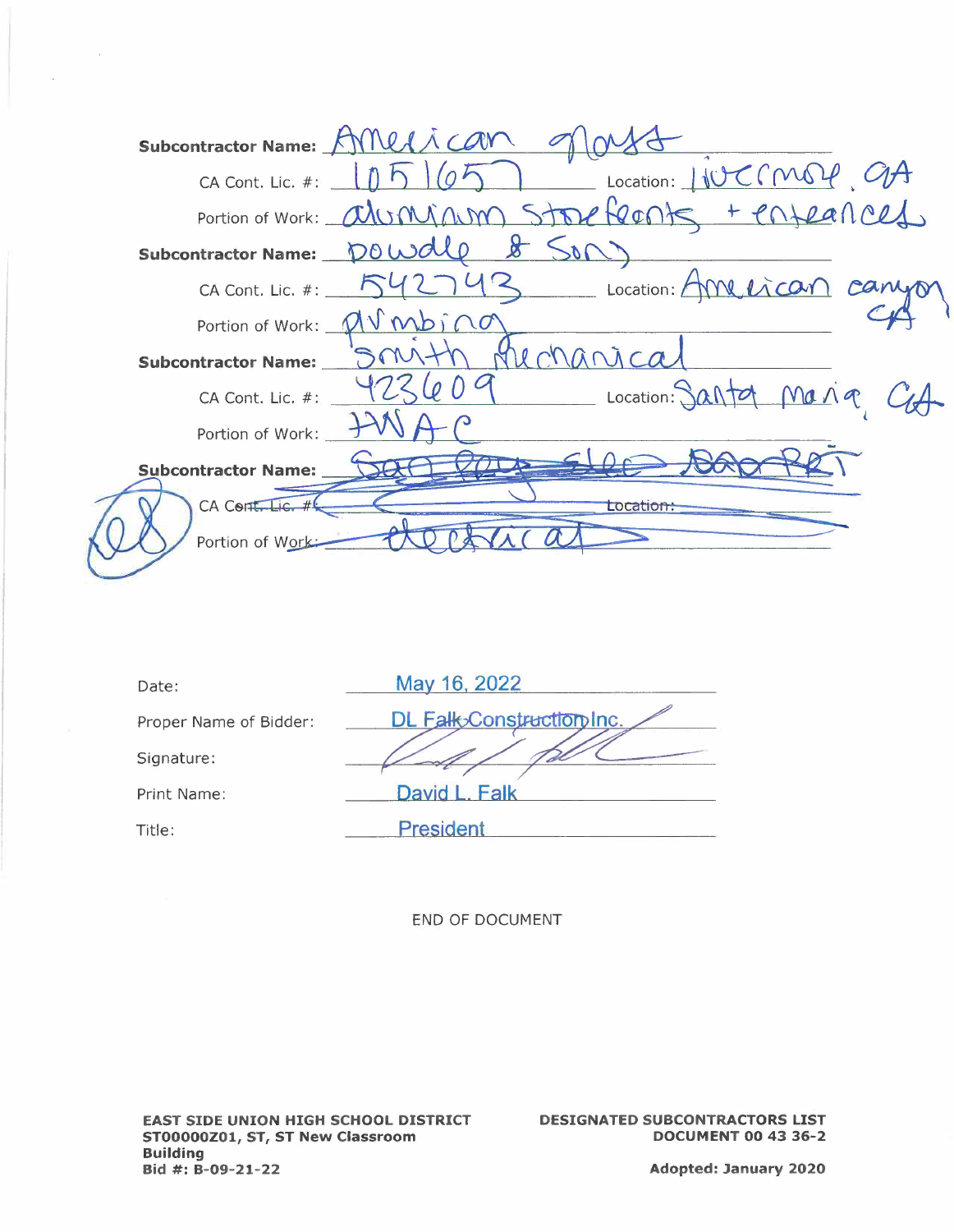**Subcontractor Name:** American Glass

CA Cont. Lic. #: 105165 Location: Livermore, CA

Portion of Work: aluminum storefronts + entrances

**Subcontractor Name:** Dowdle & Son

CA Cont. Lic. #: 542743 Location: American canyon CA

Portion of Work: plumbing

**Subcontractor Name:** Smith Mechanical

CA Cont. Lic. #: 423609 Location: Santa Maria, CA

Portion of Work: HVAC

**Subcontractor Name:** ~~San Pedro Elec. SaPRi~~

~~CA Cont. Lic. #:~~ ~~Location:~~

~~Portion of Work: electrical~~

DL

| | |
|---|---|
| Date: | May 16, 2022 |
| Proper Name of Bidder: | DL Falk Construction Inc. |
| Signature: | *(signature)* |
| Print Name: | David L. Falk |
| Title: | President |

END OF DOCUMENT

**EAST SIDE UNION HIGH SCHOOL DISTRICT**
**ST00000Z01, ST, ST New Classroom Building**
**Bid #: B-09-21-22**

**DESIGNATED SUBCONTRACTORS LIST**
**DOCUMENT 00 43 36-2**

**Adopted: January 2020**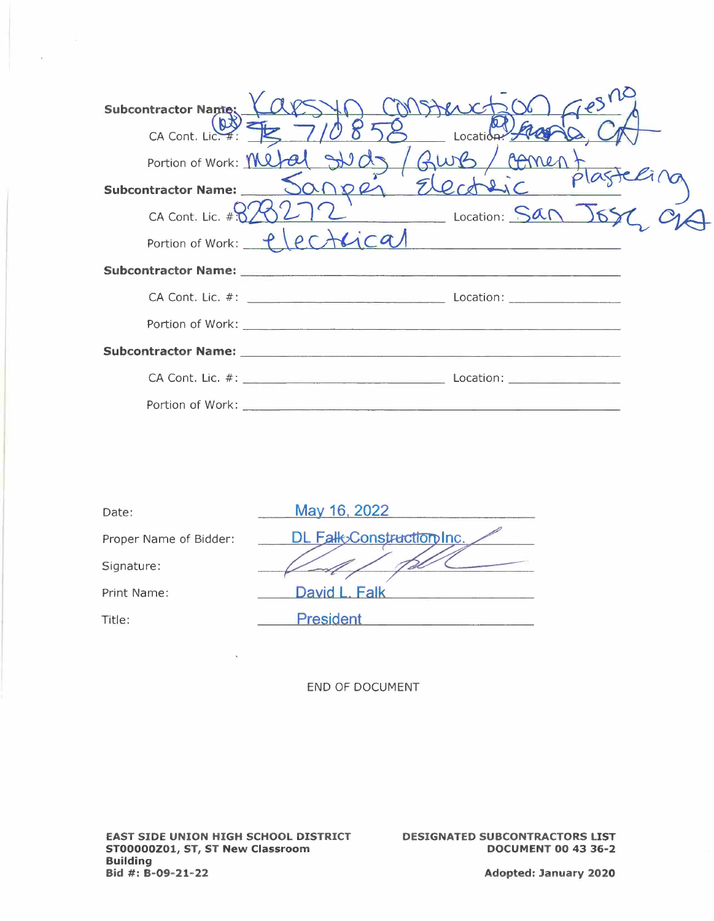**Subcontractor Name:** Karsyn Construction Fresno

CA Cont. Lic. #: 710858 Location: Fresno, CA

Portion of Work: metal studs / GWB / cement plastering

**Subcontractor Name:** Sanpei Electric

CA Cont. Lic. #: 828272 Location: San Jose, CA

Portion of Work: electrical

**Subcontractor Name:** ______________________________

CA Cont. Lic. #: ______________________ Location: ______________

Portion of Work: ______________________________

**Subcontractor Name:** ______________________________

CA Cont. Lic. #: ______________________ Location: ______________

Portion of Work: ______________________________

Date: May 16, 2022

Proper Name of Bidder: DL Falk Construction Inc.

Signature: [signature]

Print Name: David L. Falk

Title: President

END OF DOCUMENT

**EAST SIDE UNION HIGH SCHOOL DISTRICT**
**ST00000Z01, ST, ST New Classroom Building**
**Bid #: B-09-21-22**

**DESIGNATED SUBCONTRACTORS LIST**
**DOCUMENT 00 43 36-2**

**Adopted: January 2020**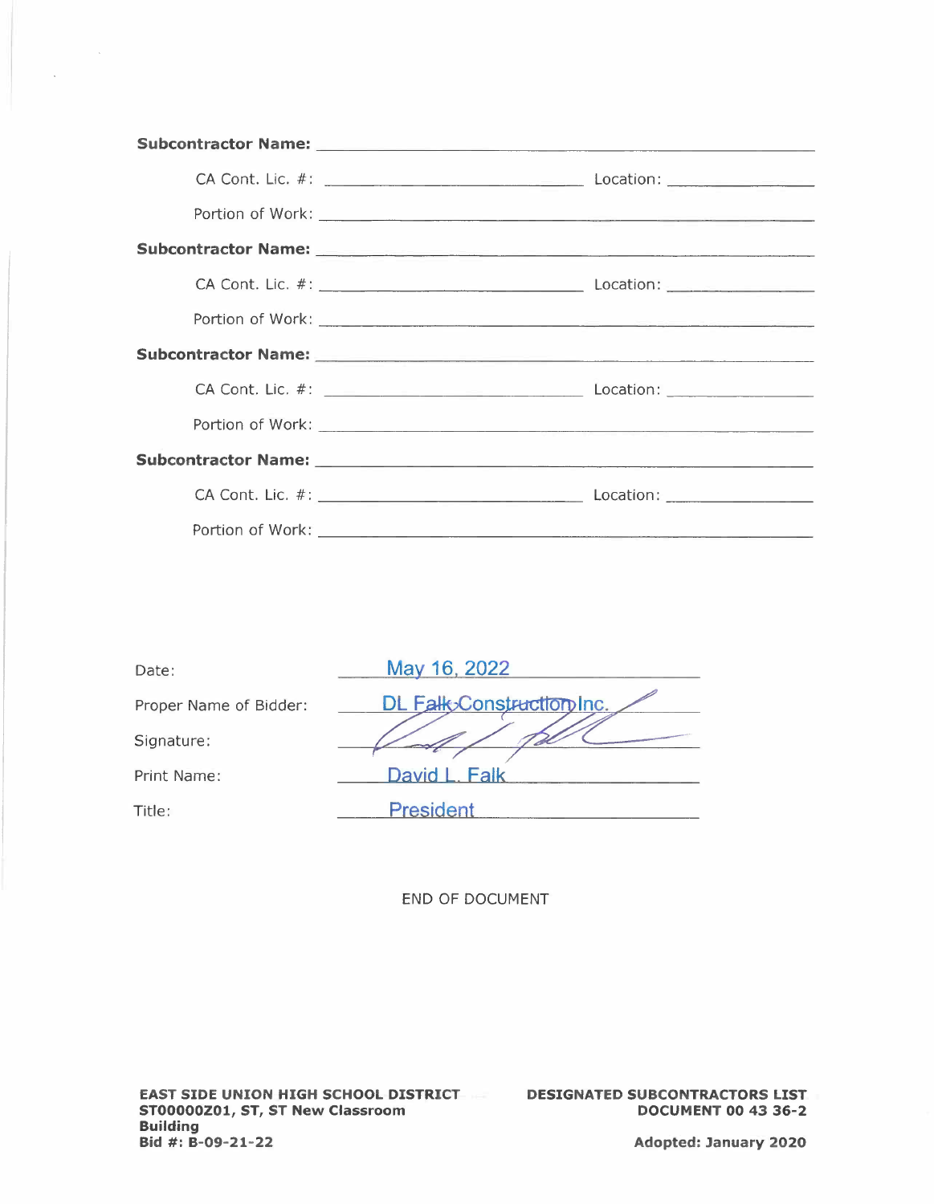**Subcontractor Name:** ______________________________

CA Cont. Lic. #: ______________________ Location: ______________

Portion of Work: ______________________________

**Subcontractor Name:** ______________________________

CA Cont. Lic. #: ______________________ Location: ______________

Portion of Work: ______________________________

**Subcontractor Name:** ______________________________

CA Cont. Lic. #: ______________________ Location: ______________

Portion of Work: ______________________________

**Subcontractor Name:** ______________________________

CA Cont. Lic. #: ______________________ Location: ______________

Portion of Work: ______________________________

Date: May 16, 2022

Proper Name of Bidder: DL Falk Construction Inc.

Signature: [signature]

Print Name: David L. Falk

Title: President

END OF DOCUMENT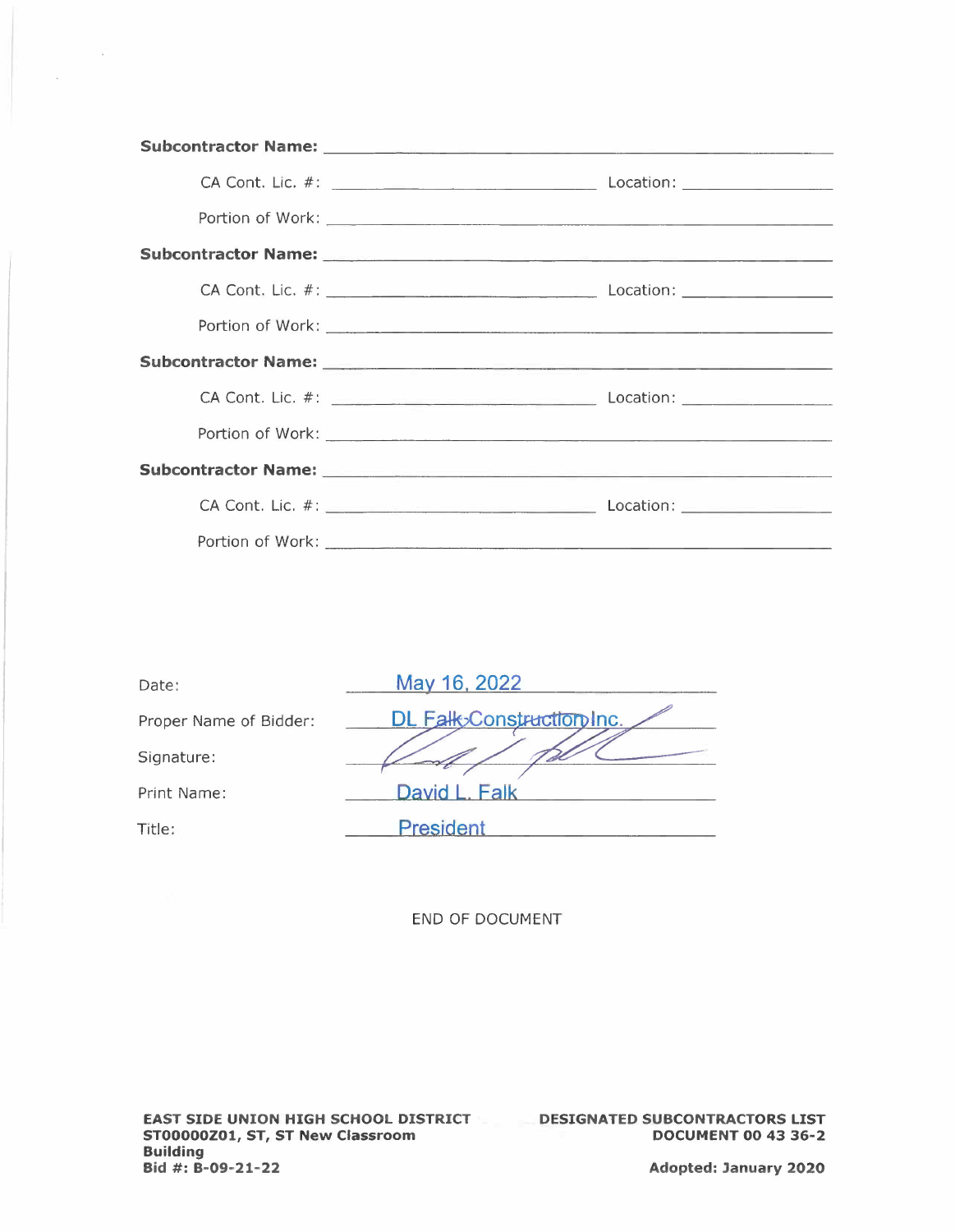**Subcontractor Name:** ____________________

CA Cont. Lic. #: ____________________ Location: ____________________

Portion of Work: ____________________

**Subcontractor Name:** ____________________

CA Cont. Lic. #: ____________________ Location: ____________________

Portion of Work: ____________________

**Subcontractor Name:** ____________________

CA Cont. Lic. #: ____________________ Location: ____________________

Portion of Work: ____________________

**Subcontractor Name:** ____________________

CA Cont. Lic. #: ____________________ Location: ____________________

Portion of Work: ____________________

| | |
|---|---|
| Date: | May 16, 2022 |
| Proper Name of Bidder: | DL Falk Construction Inc. |
| Signature: | [signature] |
| Print Name: | David L. Falk |
| Title: | President |

END OF DOCUMENT